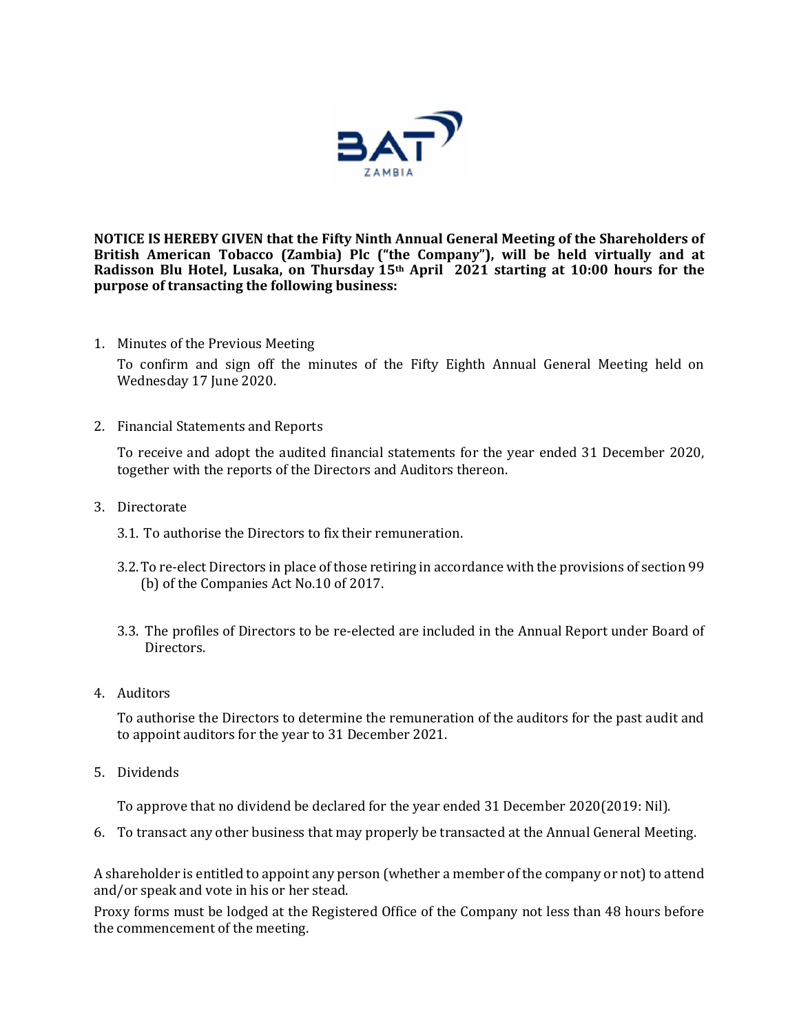**NOTICE IS HEREBY GIVEN that the Fifty Ninth Annual General Meeting of the Shareholders of British American Tobacco (Zambia) Plc ("the Company"), will be held virtually and at Radisson Blu Hotel, Lusaka, on Thursday 15th April 2021 starting at 10:00 hours for the purpose of transacting the following business:**

1. Minutes of the Previous Meeting

   To confirm and sign off the minutes of the Fifty Eighth Annual General Meeting held on Wednesday 17 June 2020.

2. Financial Statements and Reports

   To receive and adopt the audited financial statements for the year ended 31 December 2020, together with the reports of the Directors and Auditors thereon.

3. Directorate

   3.1. To authorise the Directors to fix their remuneration.

   3.2. To re-elect Directors in place of those retiring in accordance with the provisions of section 99 (b) of the Companies Act No.10 of 2017.

   3.3. The profiles of Directors to be re-elected are included in the Annual Report under Board of Directors.

4. Auditors

   To authorise the Directors to determine the remuneration of the auditors for the past audit and to appoint auditors for the year to 31 December 2021.

5. Dividends

   To approve that no dividend be declared for the year ended 31 December 2020(2019: Nil).

6. To transact any other business that may properly be transacted at the Annual General Meeting.

A shareholder is entitled to appoint any person (whether a member of the company or not) to attend and/or speak and vote in his or her stead.

Proxy forms must be lodged at the Registered Office of the Company not less than 48 hours before the commencement of the meeting.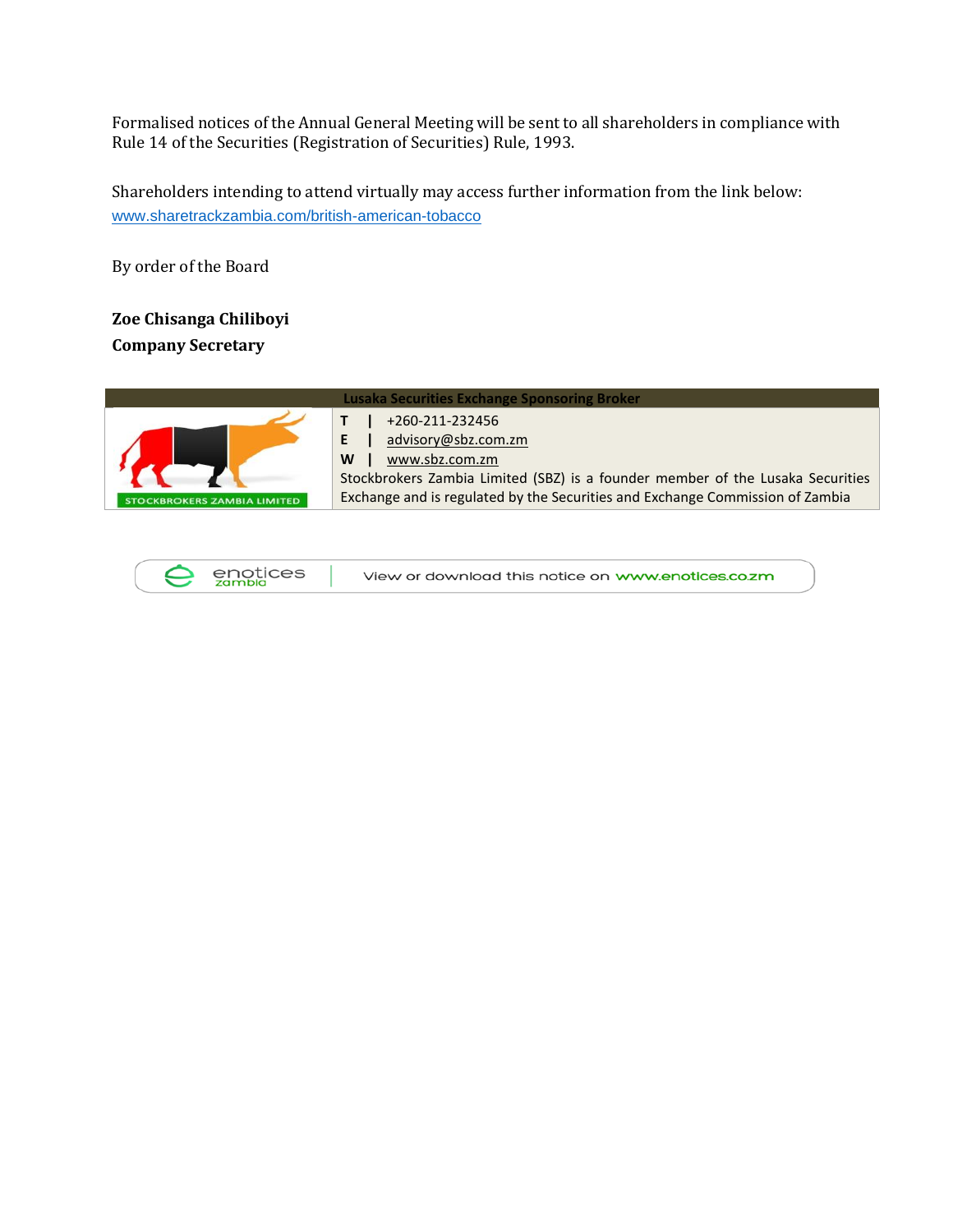Formalised notices of the Annual General Meeting will be sent to all shareholders in compliance with Rule 14 of the Securities (Registration of Securities) Rule, 1993.

Shareholders intending to attend virtually may access further information from the link below:
www.sharetrackzambia.com/british-american-tobacco

By order of the Board

**Zoe Chisanga Chiliboyi**
**Company Secretary**

| Lusaka Securities Exchange Sponsoring Broker | |
| --- | --- |
| STOCKBROKERS ZAMBIA LIMITED | **T** \| +260-211-232456<br>**E** \| advisory@sbz.com.zm<br>**W** \| www.sbz.com.zm<br>Stockbrokers Zambia Limited (SBZ) is a founder member of the Lusaka Securities Exchange and is regulated by the Securities and Exchange Commission of Zambia |

enotices zambia | View or download this notice on www.enotices.co.zm